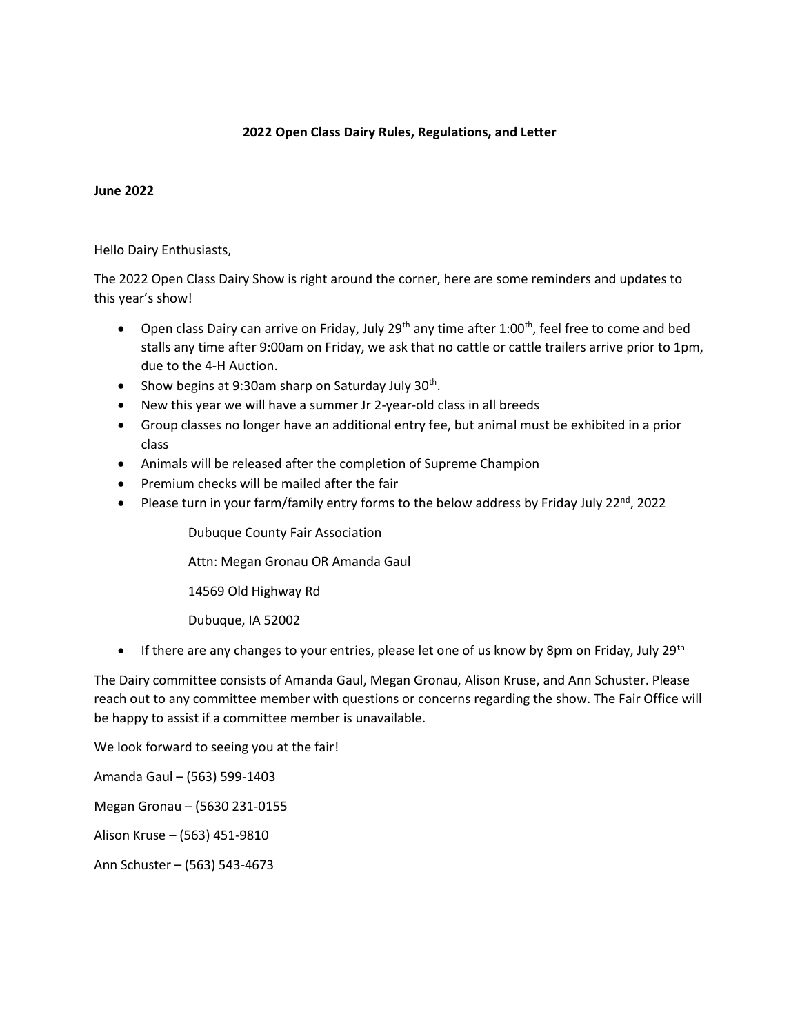**2022 Open Class Dairy Rules, Regulations, and Letter**

**June 2022**

Hello Dairy Enthusiasts,

The 2022 Open Class Dairy Show is right around the corner, here are some reminders and updates to this year's show!

- Open class Dairy can arrive on Friday, July 29th any time after 1:00th, feel free to come and bed stalls any time after 9:00am on Friday, we ask that no cattle or cattle trailers arrive prior to 1pm, due to the 4-H Auction.
- Show begins at 9:30am sharp on Saturday July 30th.
- New this year we will have a summer Jr 2-year-old class in all breeds
- Group classes no longer have an additional entry fee, but animal must be exhibited in a prior class
- Animals will be released after the completion of Supreme Champion
- Premium checks will be mailed after the fair
- Please turn in your farm/family entry forms to the below address by Friday July 22nd, 2022

  Dubuque County Fair Association

  Attn: Megan Gronau OR Amanda Gaul

  14569 Old Highway Rd

  Dubuque, IA 52002

- If there are any changes to your entries, please let one of us know by 8pm on Friday, July 29th

The Dairy committee consists of Amanda Gaul, Megan Gronau, Alison Kruse, and Ann Schuster. Please reach out to any committee member with questions or concerns regarding the show. The Fair Office will be happy to assist if a committee member is unavailable.

We look forward to seeing you at the fair!

Amanda Gaul – (563) 599-1403

Megan Gronau – (5630 231-0155

Alison Kruse – (563) 451-9810

Ann Schuster – (563) 543-4673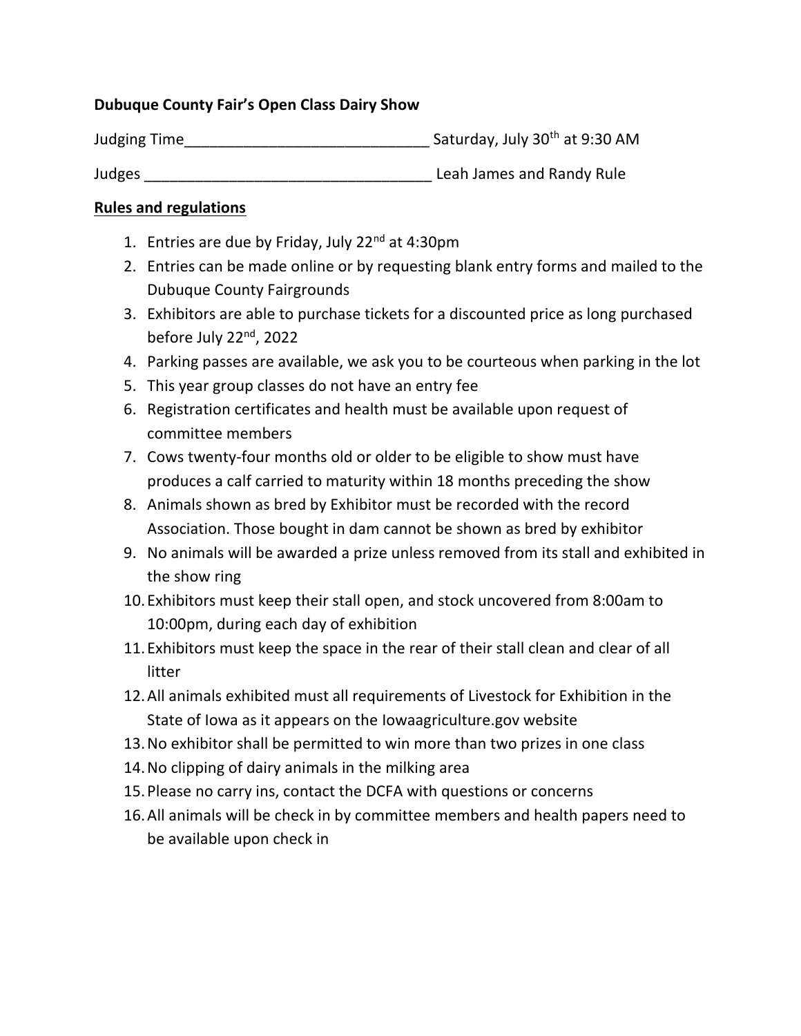**Dubuque County Fair's Open Class Dairy Show**

Judging Time_____________________________ Saturday, July 30th at 9:30 AM

Judges __________________________________ Leah James and Randy Rule

**Rules and regulations**

1. Entries are due by Friday, July 22nd at 4:30pm
2. Entries can be made online or by requesting blank entry forms and mailed to the Dubuque County Fairgrounds
3. Exhibitors are able to purchase tickets for a discounted price as long purchased before July 22nd, 2022
4. Parking passes are available, we ask you to be courteous when parking in the lot
5. This year group classes do not have an entry fee
6. Registration certificates and health must be available upon request of committee members
7. Cows twenty-four months old or older to be eligible to show must have produces a calf carried to maturity within 18 months preceding the show
8. Animals shown as bred by Exhibitor must be recorded with the record Association. Those bought in dam cannot be shown as bred by exhibitor
9. No animals will be awarded a prize unless removed from its stall and exhibited in the show ring
10. Exhibitors must keep their stall open, and stock uncovered from 8:00am to 10:00pm, during each day of exhibition
11. Exhibitors must keep the space in the rear of their stall clean and clear of all litter
12. All animals exhibited must all requirements of Livestock for Exhibition in the State of Iowa as it appears on the Iowaagriculture.gov website
13. No exhibitor shall be permitted to win more than two prizes in one class
14. No clipping of dairy animals in the milking area
15. Please no carry ins, contact the DCFA with questions or concerns
16. All animals will be check in by committee members and health papers need to be available upon check in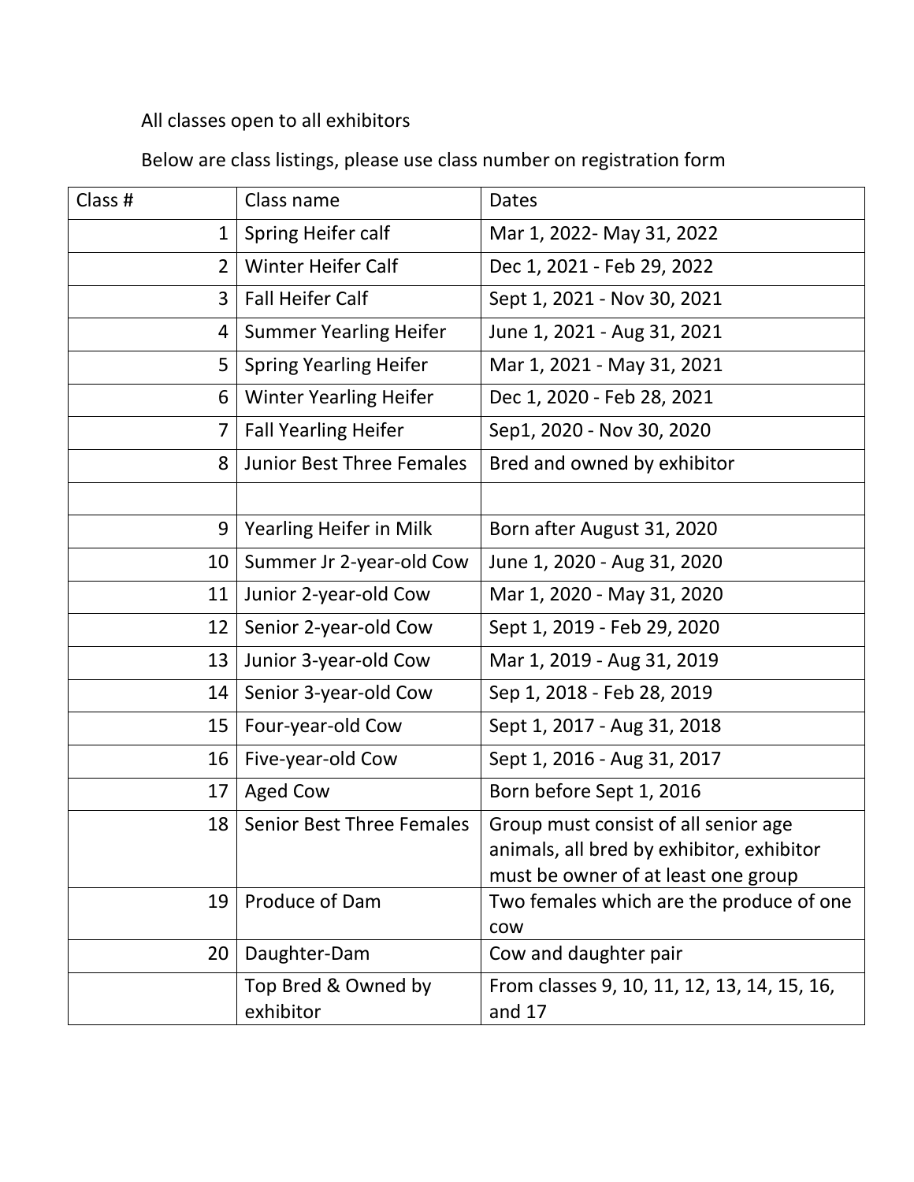All classes open to all exhibitors

Below are class listings, please use class number on registration form

| Class # | Class name | Dates |
|---|---|---|
| 1 | Spring Heifer calf | Mar 1, 2022- May 31, 2022 |
| 2 | Winter Heifer Calf | Dec 1, 2021 - Feb 29, 2022 |
| 3 | Fall Heifer Calf | Sept 1, 2021 - Nov 30, 2021 |
| 4 | Summer Yearling Heifer | June 1, 2021 - Aug 31, 2021 |
| 5 | Spring Yearling Heifer | Mar 1, 2021 - May 31, 2021 |
| 6 | Winter Yearling Heifer | Dec 1, 2020 - Feb 28, 2021 |
| 7 | Fall Yearling Heifer | Sep1, 2020 - Nov 30, 2020 |
| 8 | Junior Best Three Females | Bred and owned by exhibitor |
| | | |
| 9 | Yearling Heifer in Milk | Born after August 31, 2020 |
| 10 | Summer Jr 2-year-old Cow | June 1, 2020 - Aug 31, 2020 |
| 11 | Junior 2-year-old Cow | Mar 1, 2020 - May 31, 2020 |
| 12 | Senior 2-year-old Cow | Sept 1, 2019 - Feb 29, 2020 |
| 13 | Junior 3-year-old Cow | Mar 1, 2019 - Aug 31, 2019 |
| 14 | Senior 3-year-old Cow | Sep 1, 2018 - Feb 28, 2019 |
| 15 | Four-year-old Cow | Sept 1, 2017 - Aug 31, 2018 |
| 16 | Five-year-old Cow | Sept 1, 2016 - Aug 31, 2017 |
| 17 | Aged Cow | Born before Sept 1, 2016 |
| 18 | Senior Best Three Females | Group must consist of all senior age animals, all bred by exhibitor, exhibitor must be owner of at least one group |
| 19 | Produce of Dam | Two females which are the produce of one cow |
| 20 | Daughter-Dam | Cow and daughter pair |
| | Top Bred & Owned by exhibitor | From classes 9, 10, 11, 12, 13, 14, 15, 16, and 17 |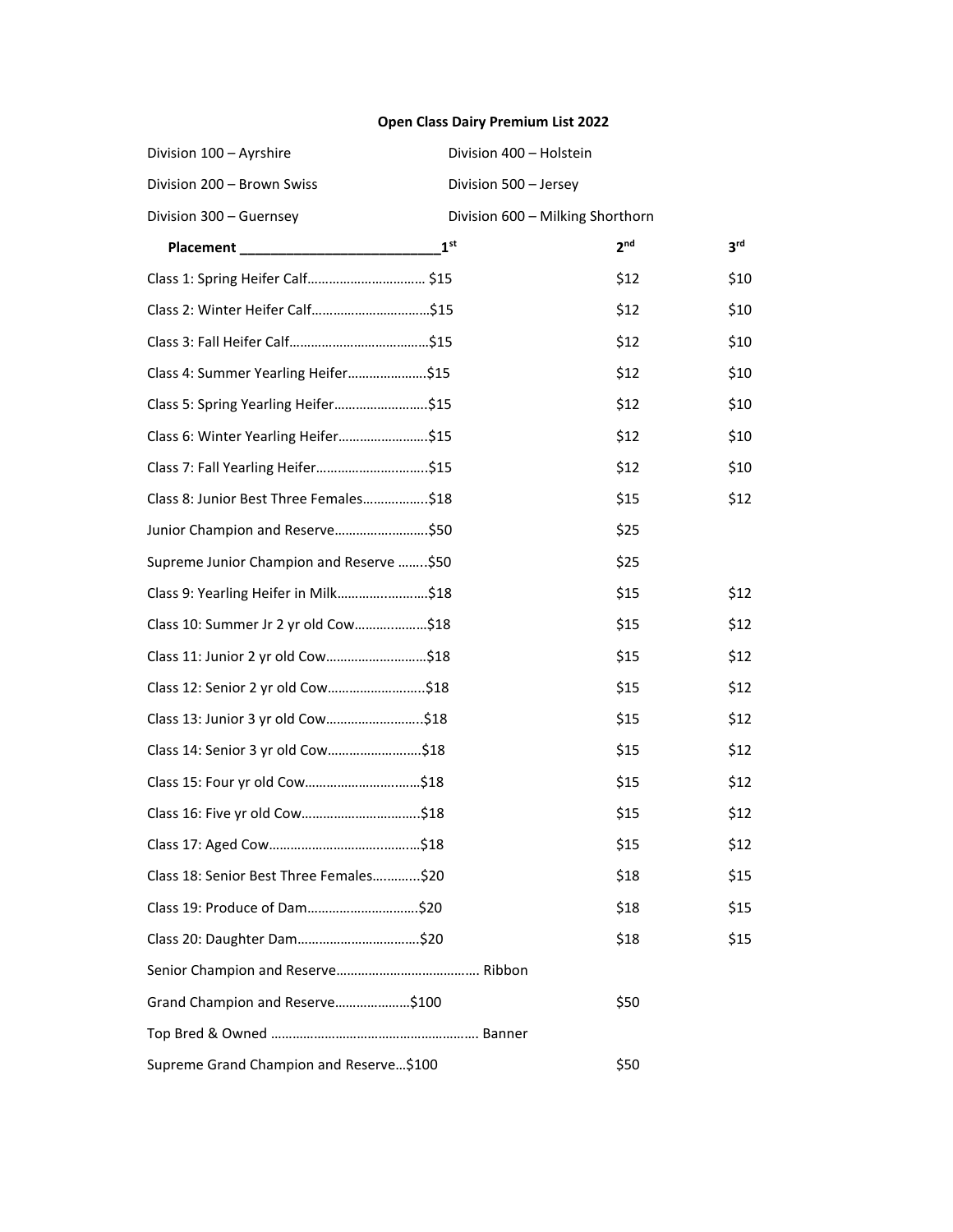**Open Class Dairy Premium List 2022**

| | |
|---|---|
| Division 100 – Ayrshire | Division 400 – Holstein |
| Division 200 – Brown Swiss | Division 500 – Jersey |
| Division 300 – Guernsey | Division 600 – Milking Shorthorn |

| Placement | 1st | 2nd | 3rd |
|---|---|---|---|
| Class 1: Spring Heifer Calf | $15 | $12 | $10 |
| Class 2: Winter Heifer Calf | $15 | $12 | $10 |
| Class 3: Fall Heifer Calf | $15 | $12 | $10 |
| Class 4: Summer Yearling Heifer | $15 | $12 | $10 |
| Class 5: Spring Yearling Heifer | $15 | $12 | $10 |
| Class 6: Winter Yearling Heifer | $15 | $12 | $10 |
| Class 7: Fall Yearling Heifer | $15 | $12 | $10 |
| Class 8: Junior Best Three Females | $18 | $15 | $12 |
| Junior Champion and Reserve | $50 | $25 | |
| Supreme Junior Champion and Reserve | $50 | $25 | |
| Class 9: Yearling Heifer in Milk | $18 | $15 | $12 |
| Class 10: Summer Jr 2 yr old Cow | $18 | $15 | $12 |
| Class 11: Junior 2 yr old Cow | $18 | $15 | $12 |
| Class 12: Senior 2 yr old Cow | $18 | $15 | $12 |
| Class 13: Junior 3 yr old Cow | $18 | $15 | $12 |
| Class 14: Senior 3 yr old Cow | $18 | $15 | $12 |
| Class 15: Four yr old Cow | $18 | $15 | $12 |
| Class 16: Five yr old Cow | $18 | $15 | $12 |
| Class 17: Aged Cow | $18 | $15 | $12 |
| Class 18: Senior Best Three Females | $20 | $18 | $15 |
| Class 19: Produce of Dam | $20 | $18 | $15 |
| Class 20: Daughter Dam | $20 | $18 | $15 |
| Senior Champion and Reserve | Ribbon | | |
| Grand Champion and Reserve | $100 | $50 | |
| Top Bred & Owned | Banner | | |
| Supreme Grand Champion and Reserve | $100 | $50 | |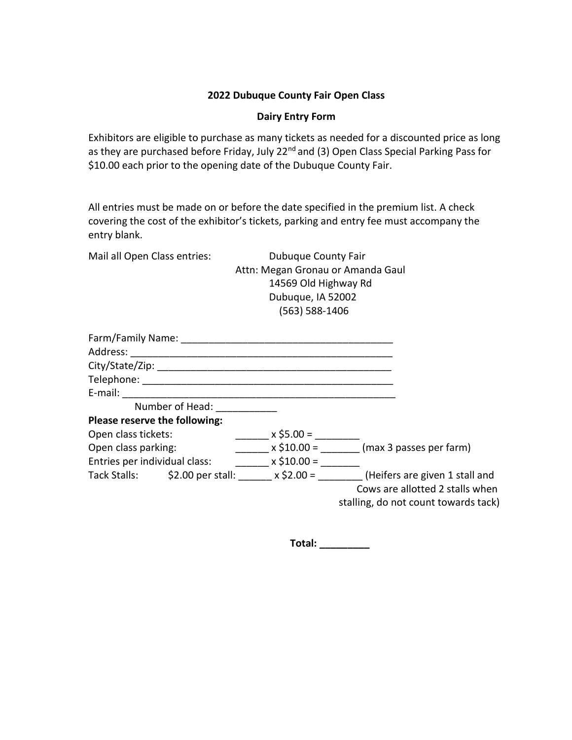**2022 Dubuque County Fair Open Class**

**Dairy Entry Form**

Exhibitors are eligible to purchase as many tickets as needed for a discounted price as long as they are purchased before Friday, July 22nd and (3) Open Class Special Parking Pass for $10.00 each prior to the opening date of the Dubuque County Fair.

All entries must be made on or before the date specified in the premium list. A check covering the cost of the exhibitor's tickets, parking and entry fee must accompany the entry blank.

Mail all Open Class entries:

Dubuque County Fair
Attn: Megan Gronau or Amanda Gaul
14569 Old Highway Rd
Dubuque, IA 52002
(563) 588-1406

Farm/Family Name: ______________________________________

Address: ______________________________________________

City/State/Zip: __________________________________________

Telephone: _____________________________________________

E-mail: ________________________________________________

Number of Head: ___________

**Please reserve the following:**

Open class tickets: ______ x $5.00 = ________

Open class parking: ______ x $10.00 = _______ (max 3 passes per farm)

Entries per individual class: ______ x $10.00 = _______

Tack Stalls: $2.00 per stall: ______ x $2.00 = ________ (Heifers are given 1 stall and Cows are allotted 2 stalls when stalling, do not count towards tack)

**Total: _________**